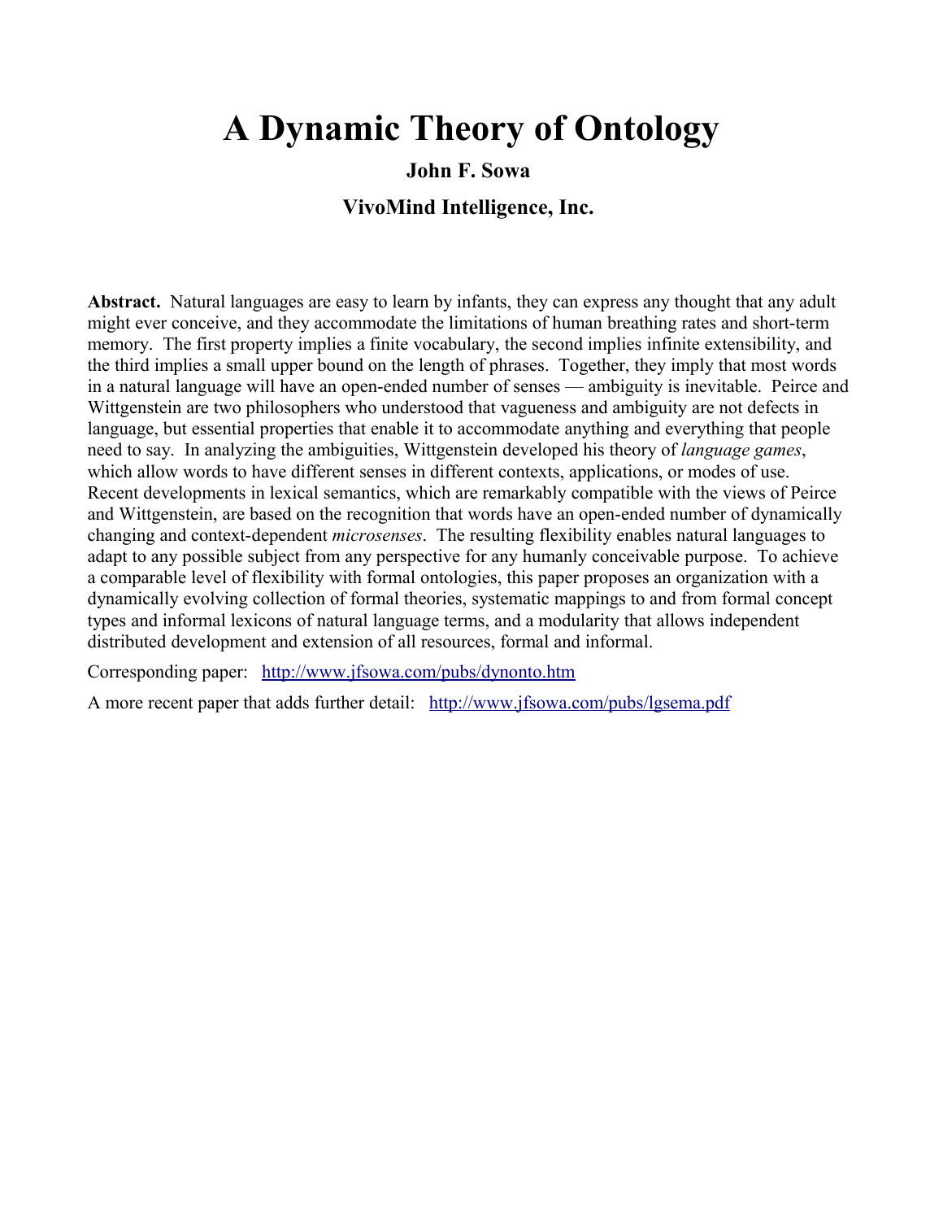# A Dynamic Theory of Ontology

**John F. Sowa**

**VivoMind Intelligence, Inc.**

**Abstract.** Natural languages are easy to learn by infants, they can express any thought that any adult might ever conceive, and they accommodate the limitations of human breathing rates and short-term memory. The first property implies a finite vocabulary, the second implies infinite extensibility, and the third implies a small upper bound on the length of phrases. Together, they imply that most words in a natural language will have an open-ended number of senses — ambiguity is inevitable. Peirce and Wittgenstein are two philosophers who understood that vagueness and ambiguity are not defects in language, but essential properties that enable it to accommodate anything and everything that people need to say. In analyzing the ambiguities, Wittgenstein developed his theory of *language games*, which allow words to have different senses in different contexts, applications, or modes of use. Recent developments in lexical semantics, which are remarkably compatible with the views of Peirce and Wittgenstein, are based on the recognition that words have an open-ended number of dynamically changing and context-dependent *microsenses*. The resulting flexibility enables natural languages to adapt to any possible subject from any perspective for any humanly conceivable purpose. To achieve a comparable level of flexibility with formal ontologies, this paper proposes an organization with a dynamically evolving collection of formal theories, systematic mappings to and from formal concept types and informal lexicons of natural language terms, and a modularity that allows independent distributed development and extension of all resources, formal and informal.

Corresponding paper: http://www.jfsowa.com/pubs/dynonto.htm

A more recent paper that adds further detail: http://www.jfsowa.com/pubs/lgsema.pdf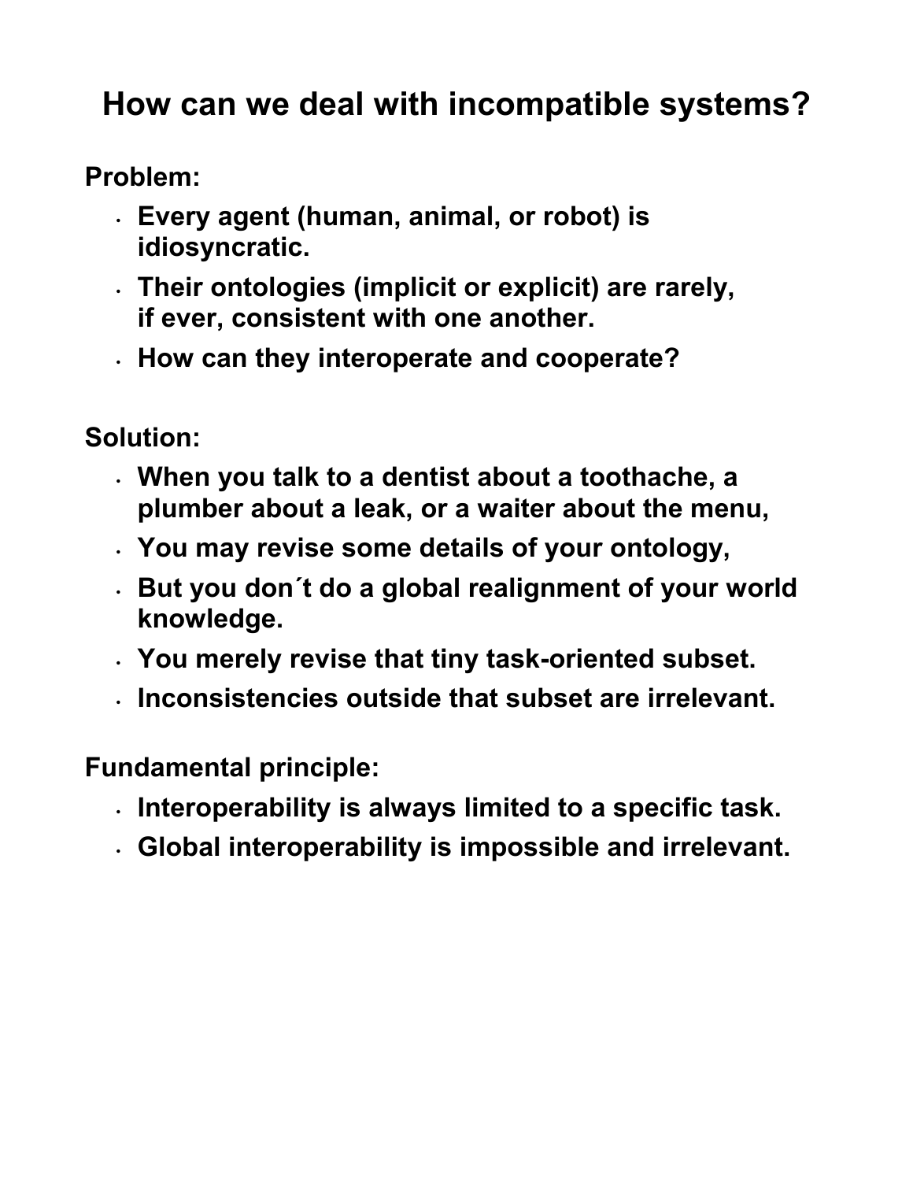# How can we deal with incompatible systems?

**Problem:**

- **Every agent (human, animal, or robot) is idiosyncratic.**
- **Their ontologies (implicit or explicit) are rarely, if ever, consistent with one another.**
- **How can they interoperate and cooperate?**

**Solution:**

- **When you talk to a dentist about a toothache, a plumber about a leak, or a waiter about the menu,**
- **You may revise some details of your ontology,**
- **But you don´t do a global realignment of your world knowledge.**
- **You merely revise that tiny task-oriented subset.**
- **Inconsistencies outside that subset are irrelevant.**

**Fundamental principle:**

- **Interoperability is always limited to a specific task.**
- **Global interoperability is impossible and irrelevant.**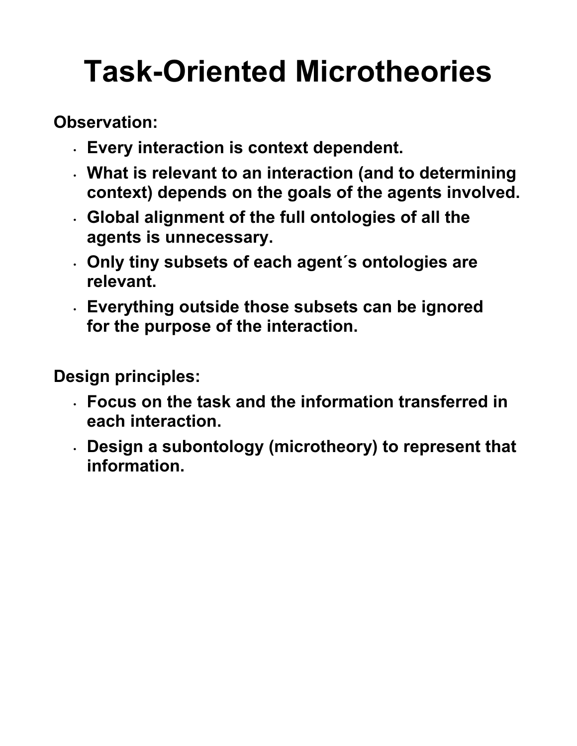# Task-Oriented Microtheories

**Observation:**

- **Every interaction is context dependent.**
- **What is relevant to an interaction (and to determining context) depends on the goals of the agents involved.**
- **Global alignment of the full ontologies of all the agents is unnecessary.**
- **Only tiny subsets of each agent´s ontologies are relevant.**
- **Everything outside those subsets can be ignored for the purpose of the interaction.**

**Design principles:**

- **Focus on the task and the information transferred in each interaction.**
- **Design a subontology (microtheory) to represent that information.**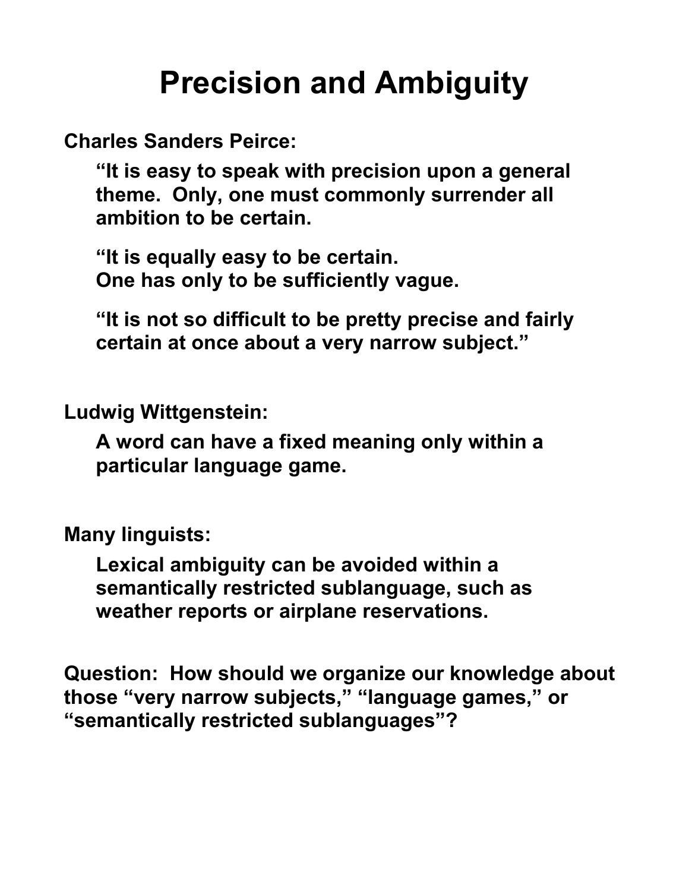# Precision and Ambiguity

**Charles Sanders Peirce:**

> **"It is easy to speak with precision upon a general theme. Only, one must commonly surrender all ambition to be certain.**
>
> **"It is equally easy to be certain. One has only to be sufficiently vague.**
>
> **"It is not so difficult to be pretty precise and fairly certain at once about a very narrow subject."**

**Ludwig Wittgenstein:**

> **A word can have a fixed meaning only within a particular language game.**

**Many linguists:**

> **Lexical ambiguity can be avoided within a semantically restricted sublanguage, such as weather reports or airplane reservations.**

**Question: How should we organize our knowledge about those "very narrow subjects," "language games," or "semantically restricted sublanguages"?**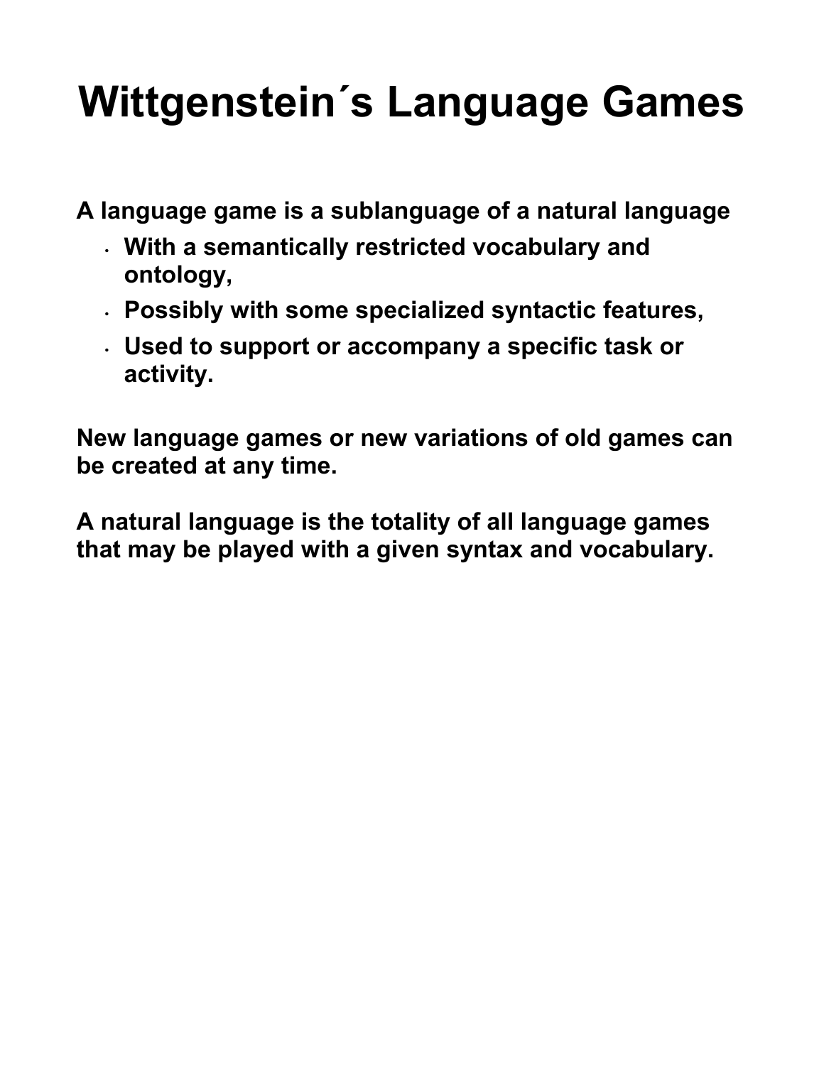# Wittgenstein´s Language Games

**A language game is a sublanguage of a natural language**

- **With a semantically restricted vocabulary and ontology,**
- **Possibly with some specialized syntactic features,**
- **Used to support or accompany a specific task or activity.**

**New language games or new variations of old games can be created at any time.**

**A natural language is the totality of all language games that may be played with a given syntax and vocabulary.**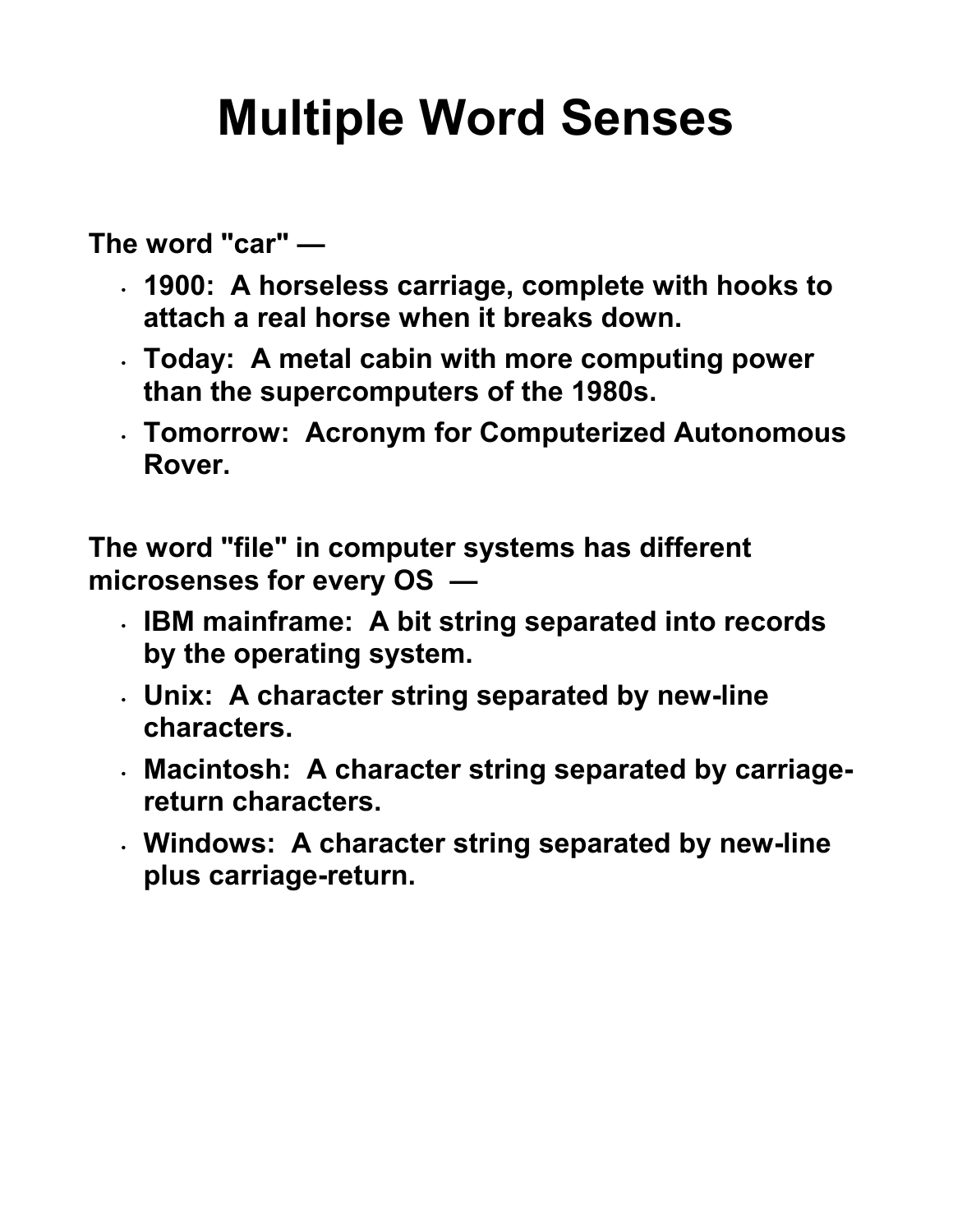# Multiple Word Senses

**The word "car" —**

- **1900: A horseless carriage, complete with hooks to attach a real horse when it breaks down.**
- **Today: A metal cabin with more computing power than the supercomputers of the 1980s.**
- **Tomorrow: Acronym for Computerized Autonomous Rover.**

**The word "file" in computer systems has different microsenses for every OS —**

- **IBM mainframe: A bit string separated into records by the operating system.**
- **Unix: A character string separated by new-line characters.**
- **Macintosh: A character string separated by carriage-return characters.**
- **Windows: A character string separated by new-line plus carriage-return.**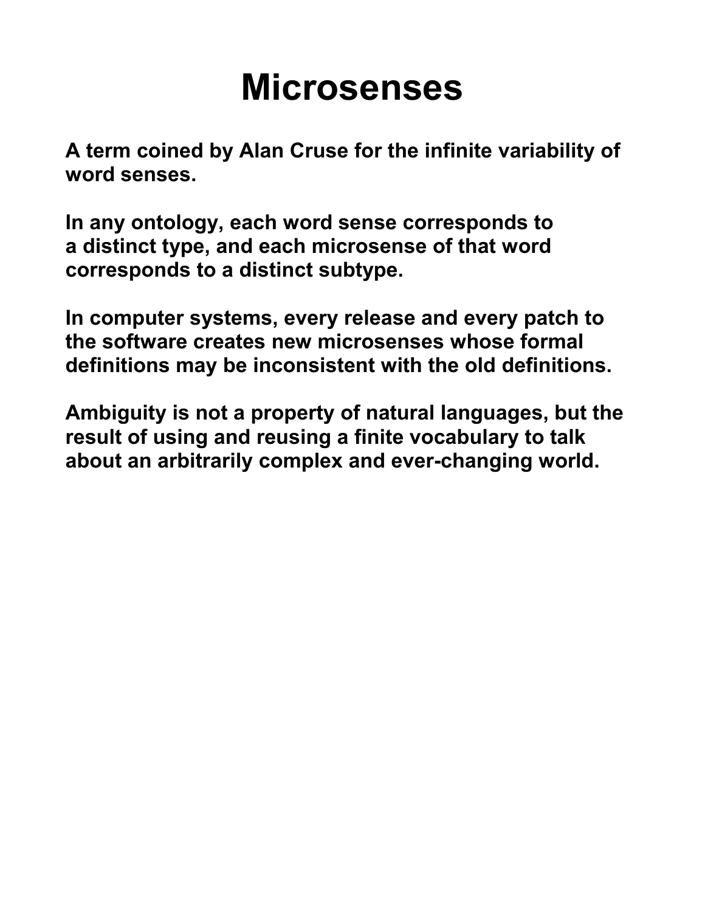# Microsenses

**A term coined by Alan Cruse for the infinite variability of word senses.**

**In any ontology, each word sense corresponds to a distinct type, and each microsense of that word corresponds to a distinct subtype.**

**In computer systems, every release and every patch to the software creates new microsenses whose formal definitions may be inconsistent with the old definitions.**

**Ambiguity is not a property of natural languages, but the result of using and reusing a finite vocabulary to talk about an arbitrarily complex and ever-changing world.**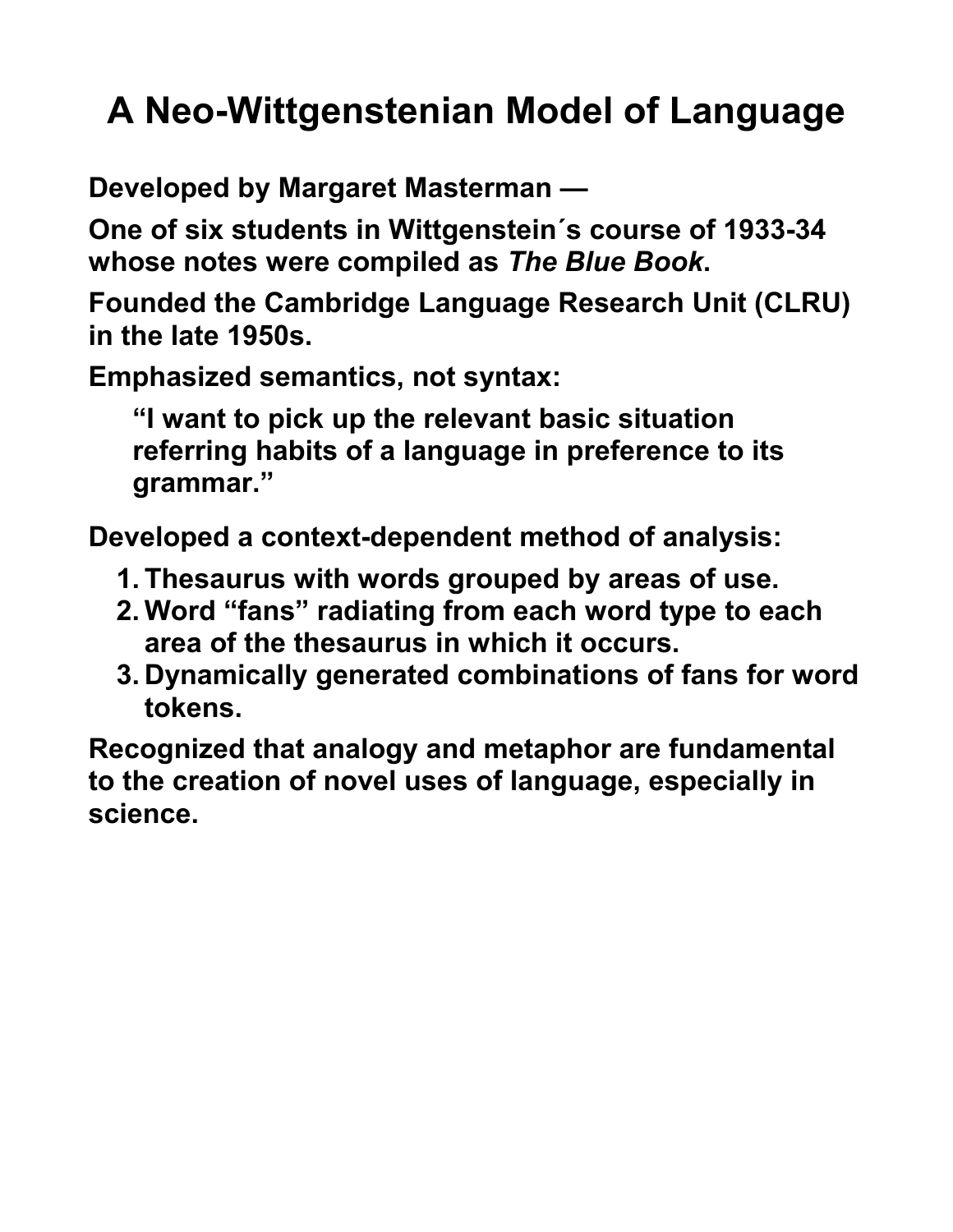# A Neo-Wittgenstenian Model of Language

**Developed by Margaret Masterman —**

**One of six students in Wittgenstein´s course of 1933-34 whose notes were compiled as *The Blue Book*.**

**Founded the Cambridge Language Research Unit (CLRU) in the late 1950s.**

**Emphasized semantics, not syntax:**

> **“I want to pick up the relevant basic situation referring habits of a language in preference to its grammar.”**

**Developed a context-dependent method of analysis:**

1. **Thesaurus with words grouped by areas of use.**
2. **Word “fans” radiating from each word type to each area of the thesaurus in which it occurs.**
3. **Dynamically generated combinations of fans for word tokens.**

**Recognized that analogy and metaphor are fundamental to the creation of novel uses of language, especially in science.**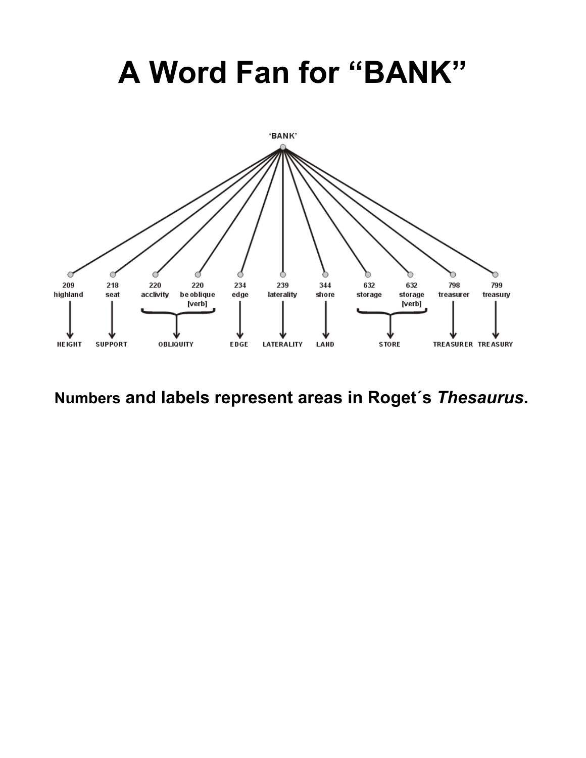# A Word Fan for "BANK"

'BANK'

| 209 highland | 218 seat | 220 acclivity | 220 be oblique [verb] | 234 edge | 239 laterality | 344 shore | 632 storage | 632 storage [verb] | 798 treasurer | 799 treasury |
|---|---|---|---|---|---|---|---|---|---|---|
| HEIGHT | SUPPORT | OBLIQUITY | | EDGE | LATERALITY | LAND | STORE | | TREASURER | TREASURY |

**Numbers and labels represent areas in Roget´s *Thesaurus*.**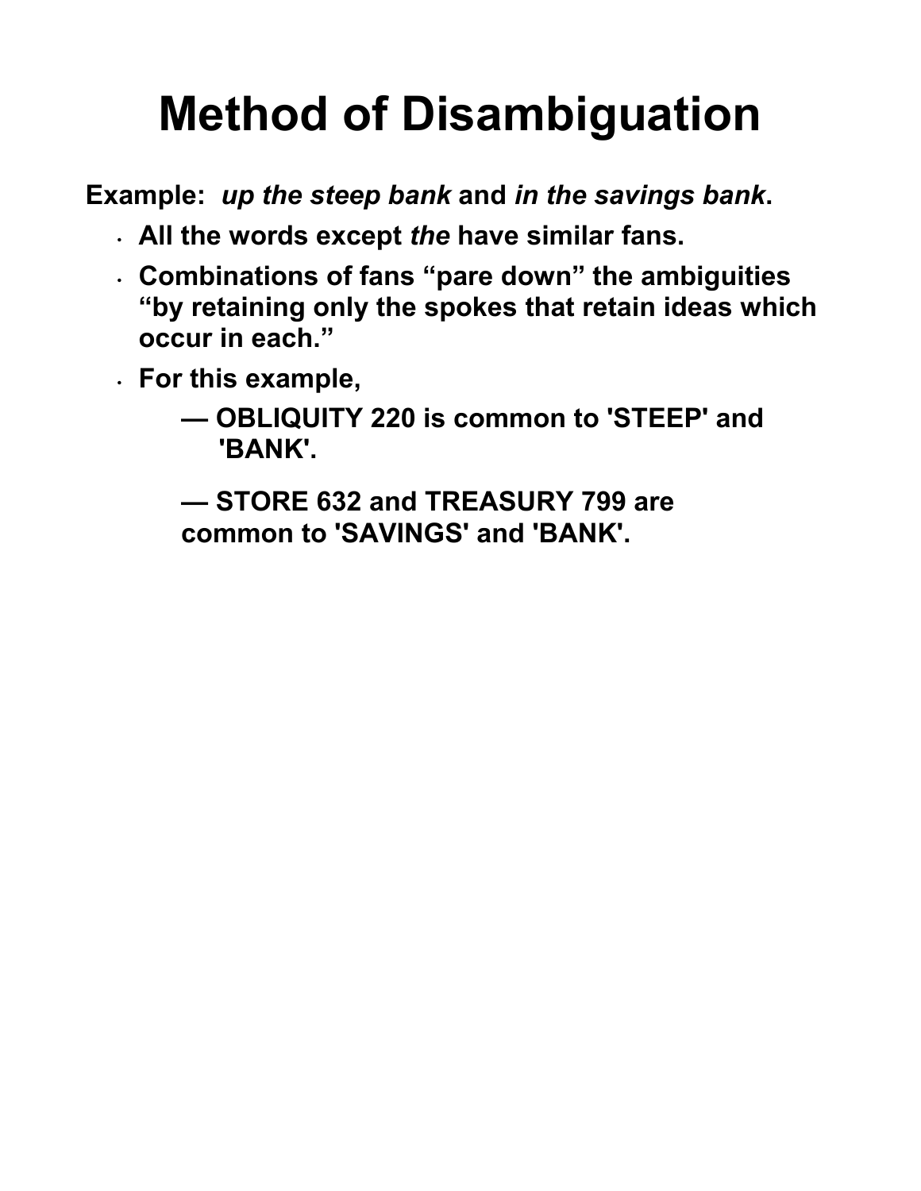# Method of Disambiguation

**Example:** ***up the steep bank*** **and** ***in the savings bank*****.**

- **All the words except** ***the*** **have similar fans.**
- **Combinations of fans "pare down" the ambiguities "by retaining only the spokes that retain ideas which occur in each."**
- **For this example,**
  - **— OBLIQUITY 220 is common to 'STEEP' and 'BANK'.**
  - **— STORE 632 and TREASURY 799 are common to 'SAVINGS' and 'BANK'.**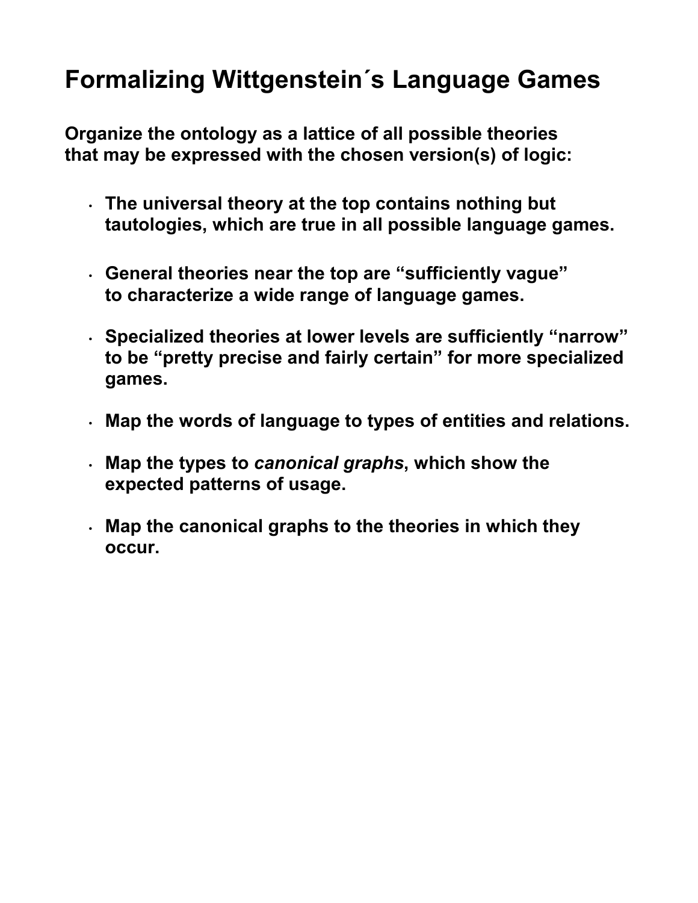# Formalizing Wittgenstein´s Language Games

**Organize the ontology as a lattice of all possible theories that may be expressed with the chosen version(s) of logic:**

- **The universal theory at the top contains nothing but tautologies, which are true in all possible language games.**
- **General theories near the top are “sufficiently vague” to characterize a wide range of language games.**
- **Specialized theories at lower levels are sufficiently “narrow” to be “pretty precise and fairly certain” for more specialized games.**
- **Map the words of language to types of entities and relations.**
- **Map the types to *canonical graphs*, which show the expected patterns of usage.**
- **Map the canonical graphs to the theories in which they occur.**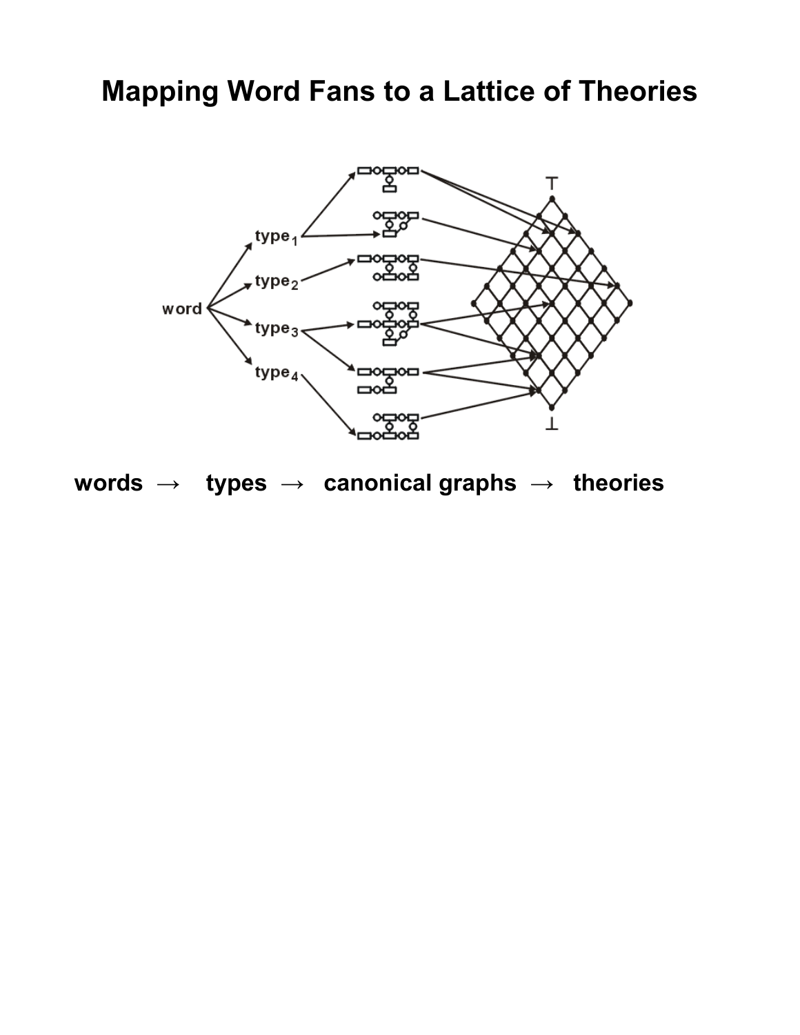# Mapping Word Fans to a Lattice of Theories

**words → types → canonical graphs → theories**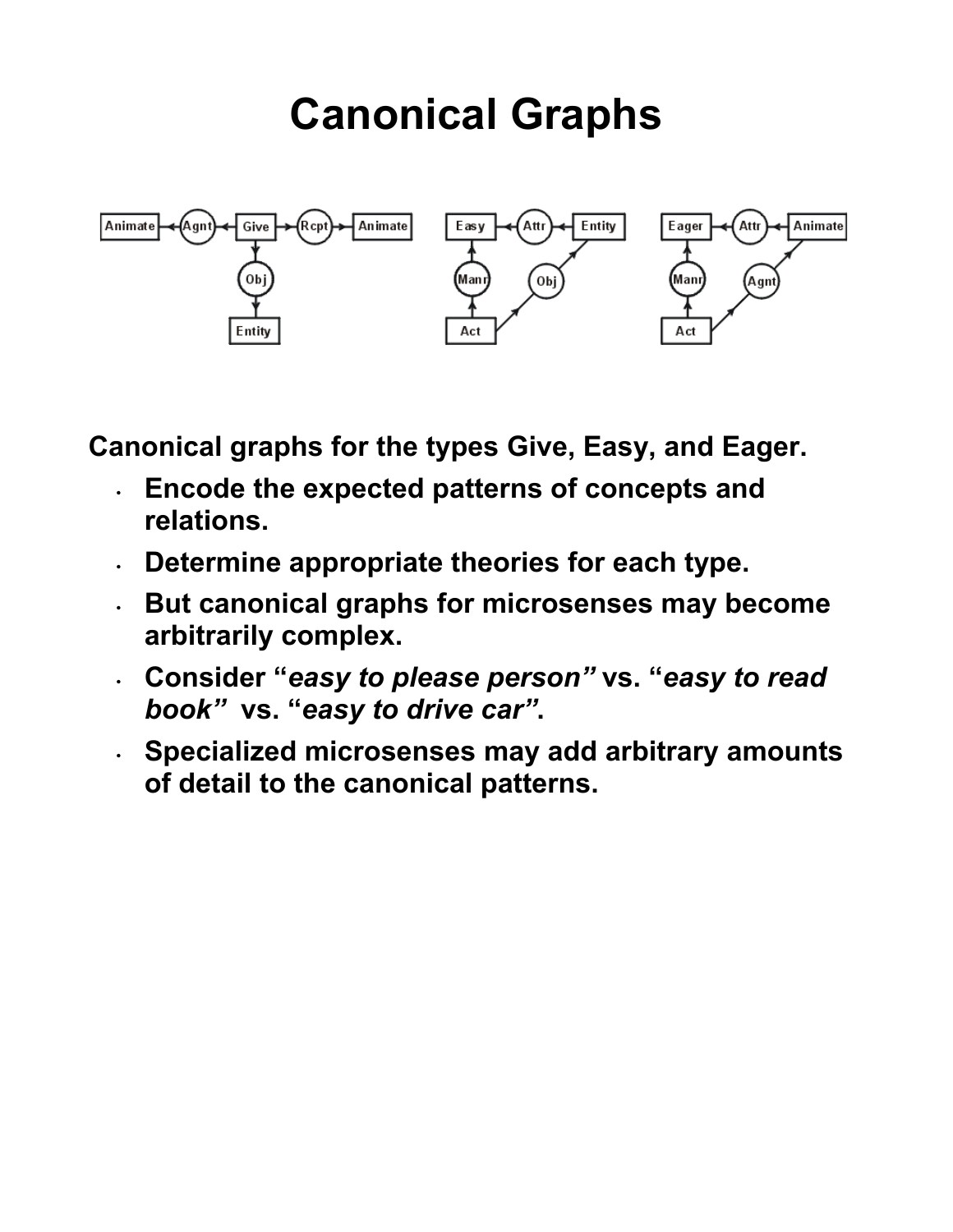# Canonical Graphs

Canonical graphs for the types Give, Easy, and Eager.

- Encode the expected patterns of concepts and relations.
- Determine appropriate theories for each type.
- But canonical graphs for microsenses may become arbitrarily complex.
- Consider "*easy to please person*" vs. "*easy to read book*" vs. "*easy to drive car*".
- Specialized microsenses may add arbitrary amounts of detail to the canonical patterns.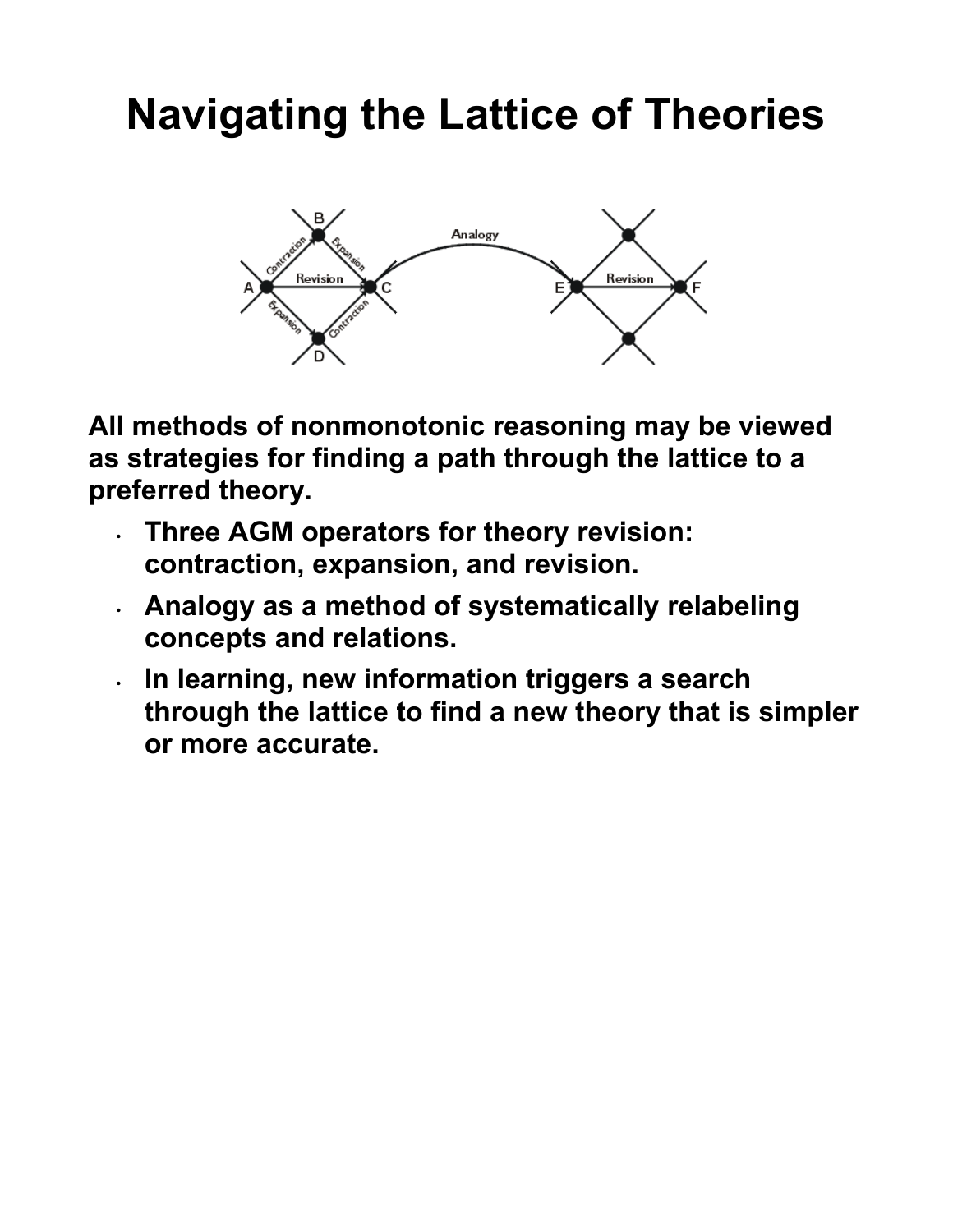# Navigating the Lattice of Theories

All methods of nonmonotonic reasoning may be viewed as strategies for finding a path through the lattice to a preferred theory.

- Three AGM operators for theory revision: contraction, expansion, and revision.
- Analogy as a method of systematically relabeling concepts and relations.
- In learning, new information triggers a search through the lattice to find a new theory that is simpler or more accurate.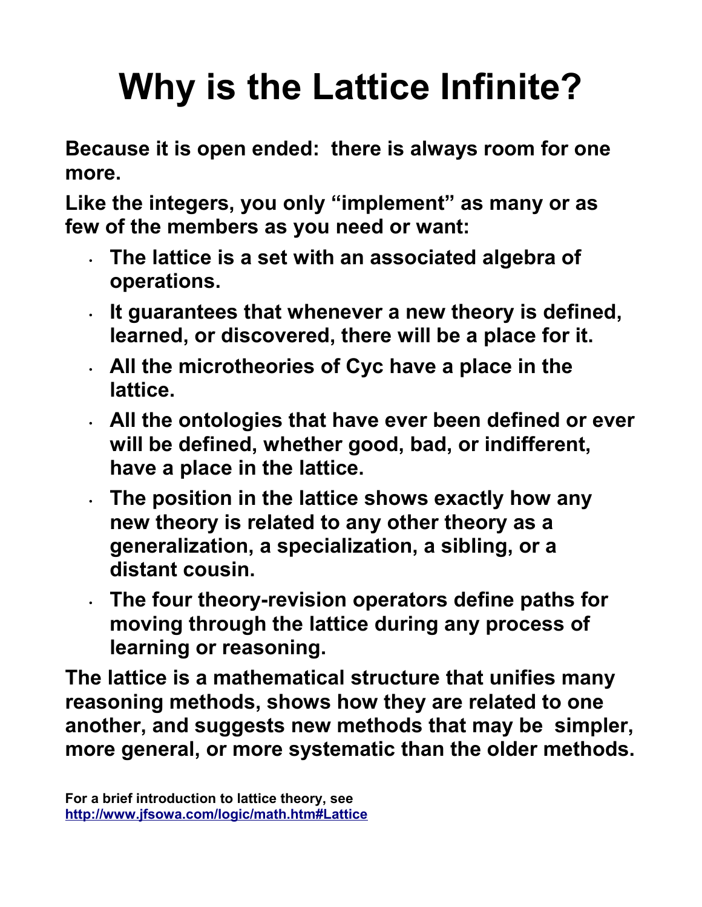# Why is the Lattice Infinite?

**Because it is open ended: there is always room for one more.**

**Like the integers, you only "implement" as many or as few of the members as you need or want:**

- **The lattice is a set with an associated algebra of operations.**
- **It guarantees that whenever a new theory is defined, learned, or discovered, there will be a place for it.**
- **All the microtheories of Cyc have a place in the lattice.**
- **All the ontologies that have ever been defined or ever will be defined, whether good, bad, or indifferent, have a place in the lattice.**
- **The position in the lattice shows exactly how any new theory is related to any other theory as a generalization, a specialization, a sibling, or a distant cousin.**
- **The four theory-revision operators define paths for moving through the lattice during any process of learning or reasoning.**

**The lattice is a mathematical structure that unifies many reasoning methods, shows how they are related to one another, and suggests new methods that may be simpler, more general, or more systematic than the older methods.**

**For a brief introduction to lattice theory, see [http://www.jfsowa.com/logic/math.htm#Lattice](http://www.jfsowa.com/logic/math.htm#Lattice)**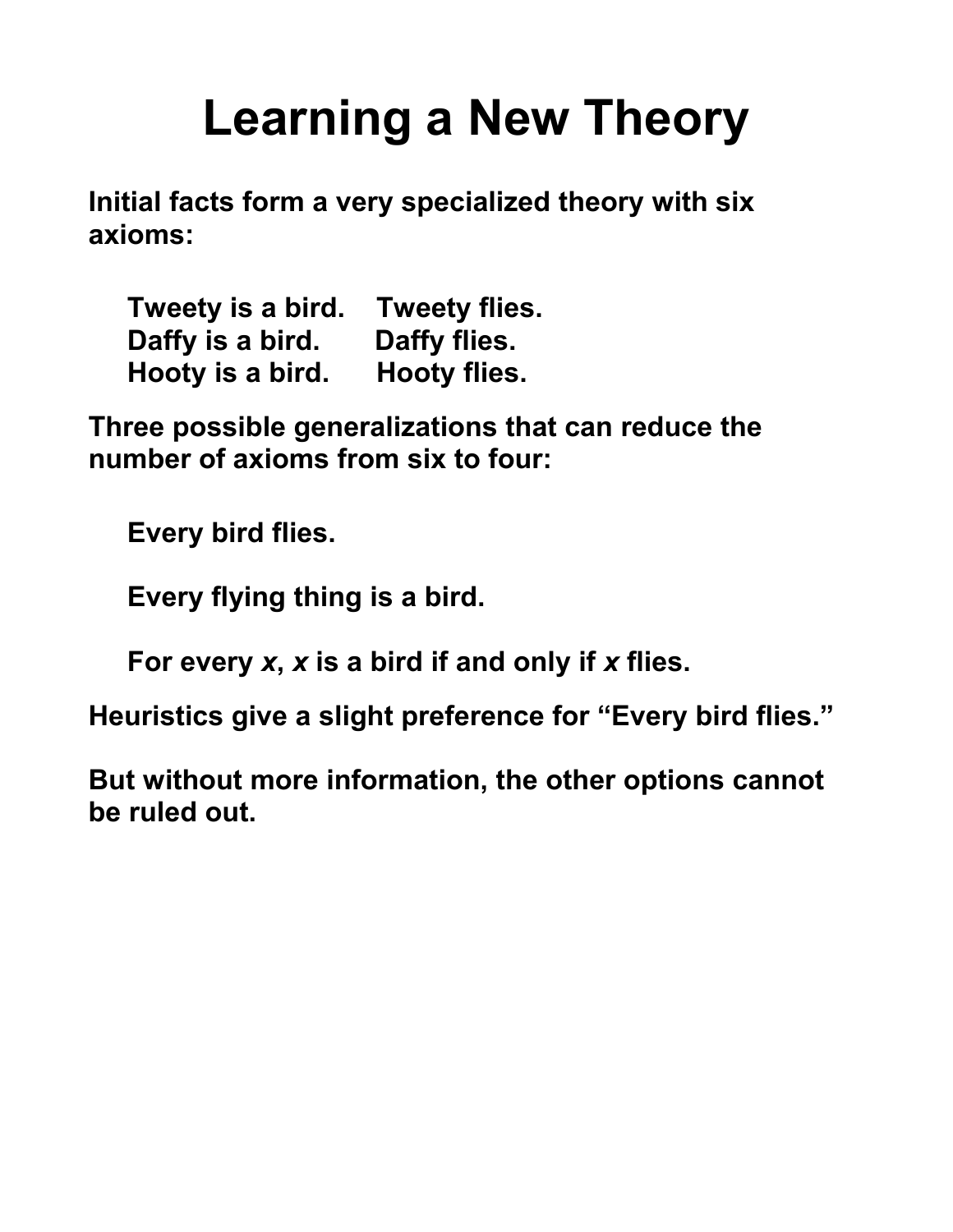# Learning a New Theory

**Initial facts form a very specialized theory with six axioms:**

**Tweety is a bird. Tweety flies.**
**Daffy is a bird. Daffy flies.**
**Hooty is a bird. Hooty flies.**

**Three possible generalizations that can reduce the number of axioms from six to four:**

**Every bird flies.**

**Every flying thing is a bird.**

**For every *x*, *x* is a bird if and only if *x* flies.**

**Heuristics give a slight preference for “Every bird flies.”**

**But without more information, the other options cannot be ruled out.**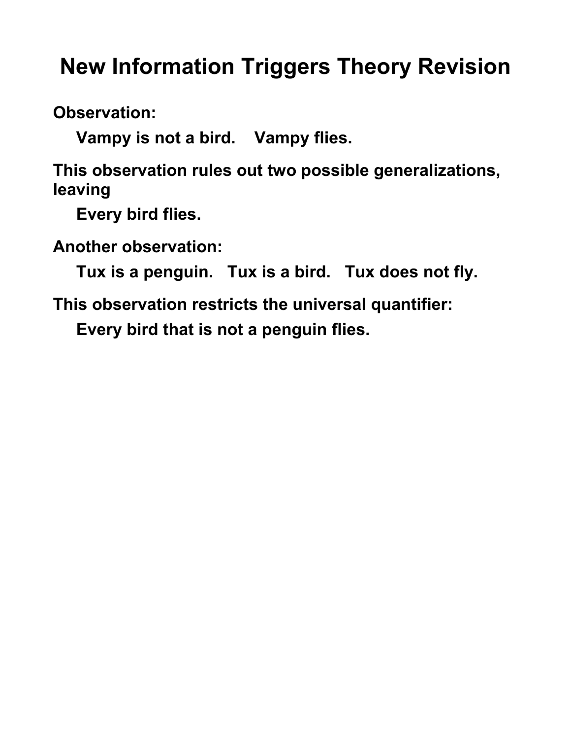# New Information Triggers Theory Revision

**Observation:**

**Vampy is not a bird.    Vampy flies.**

**This observation rules out two possible generalizations, leaving**

**Every bird flies.**

**Another observation:**

**Tux is a penguin.   Tux is a bird.   Tux does not fly.**

**This observation restricts the universal quantifier:**

**Every bird that is not a penguin flies.**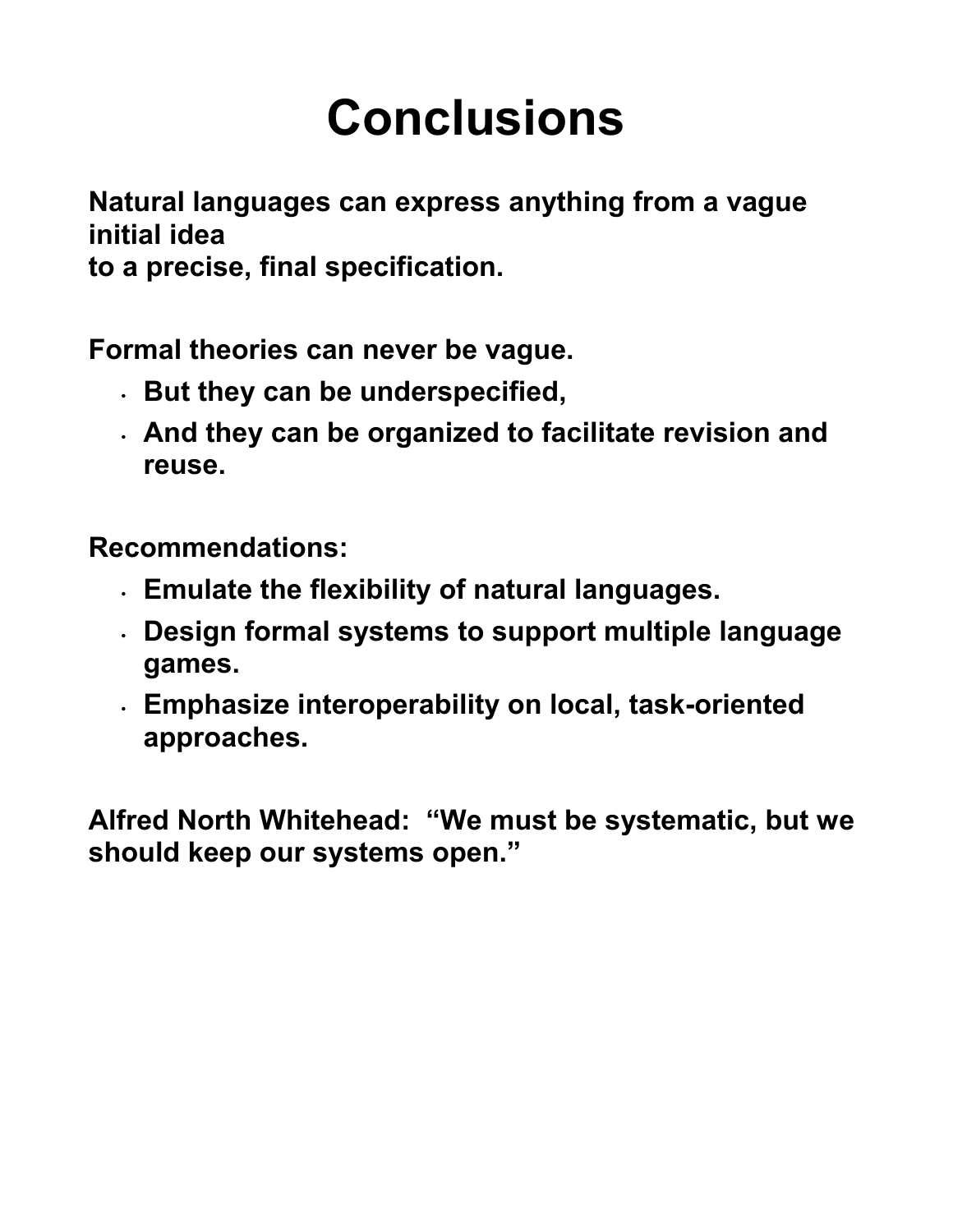# Conclusions

**Natural languages can express anything from a vague initial idea to a precise, final specification.**

**Formal theories can never be vague.**

- **But they can be underspecified,**
- **And they can be organized to facilitate revision and reuse.**

**Recommendations:**

- **Emulate the flexibility of natural languages.**
- **Design formal systems to support multiple language games.**
- **Emphasize interoperability on local, task-oriented approaches.**

**Alfred North Whitehead: "We must be systematic, but we should keep our systems open."**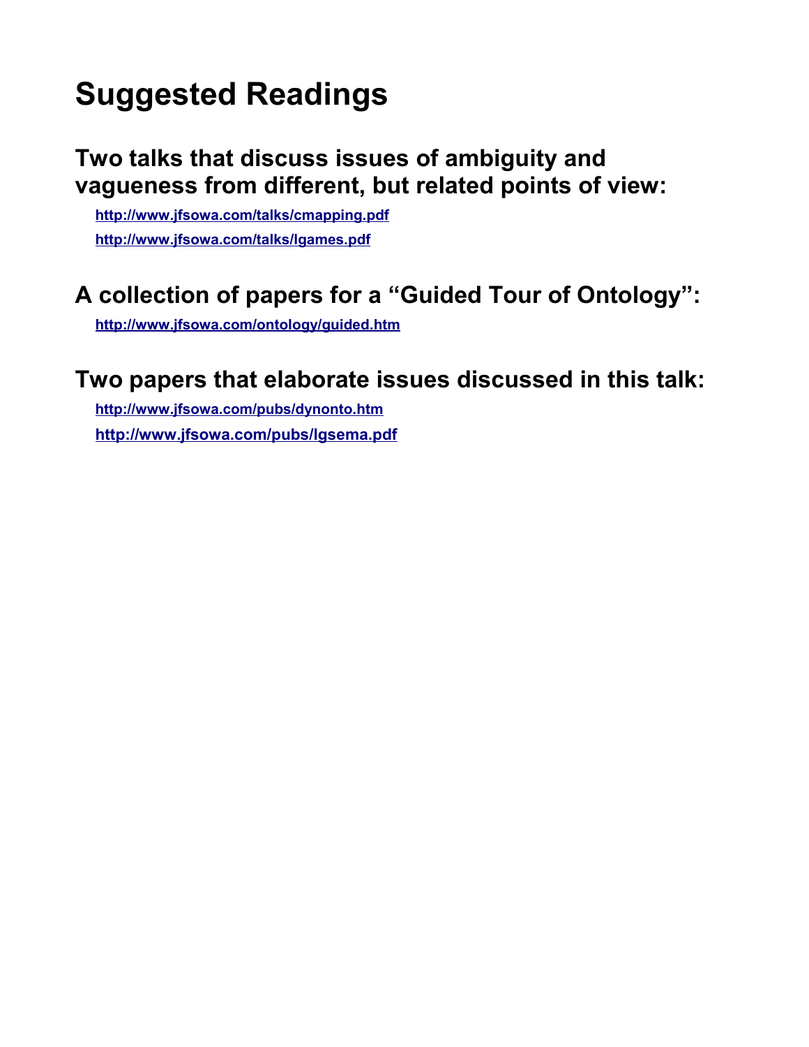# Suggested Readings

## Two talks that discuss issues of ambiguity and vagueness from different, but related points of view:

http://www.jfsowa.com/talks/cmapping.pdf

http://www.jfsowa.com/talks/lgames.pdf

## A collection of papers for a "Guided Tour of Ontology":

http://www.jfsowa.com/ontology/guided.htm

## Two papers that elaborate issues discussed in this talk:

http://www.jfsowa.com/pubs/dynonto.htm

http://www.jfsowa.com/pubs/lgsema.pdf